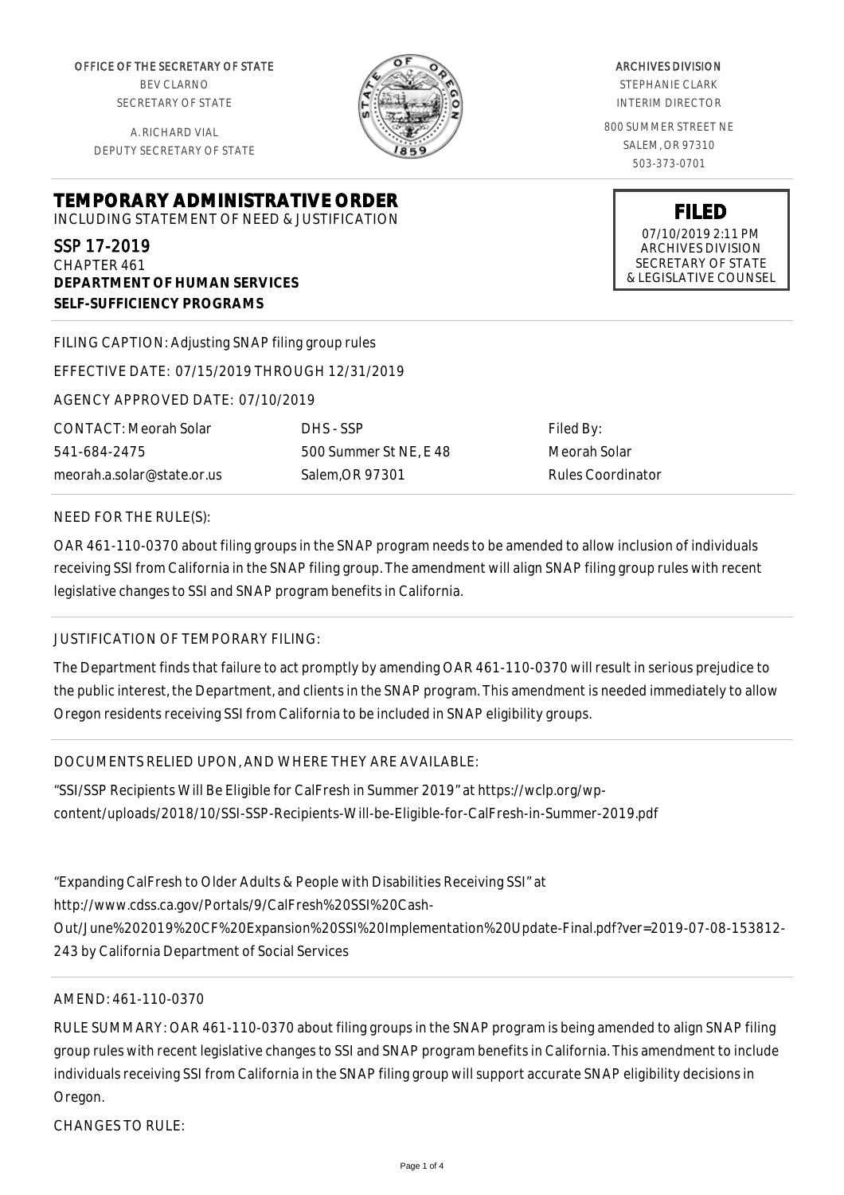OFFICE OF THE SECRETARY OF STATE
BEV CLARNO
SECRETARY OF STATE

A. RICHARD VIAL
DEPUTY SECRETARY OF STATE

ARCHIVES DIVISION
STEPHANIE CLARK
INTERIM DIRECTOR

800 SUMMER STREET NE
SALEM, OR 97310
503-373-0701

**FILED**
07/10/2019 2:11 PM
ARCHIVES DIVISION
SECRETARY OF STATE
& LEGISLATIVE COUNSEL

# TEMPORARY ADMINISTRATIVE ORDER

INCLUDING STATEMENT OF NEED & JUSTIFICATION

SSP 17-2019
CHAPTER 461
**DEPARTMENT OF HUMAN SERVICES**
**SELF-SUFFICIENCY PROGRAMS**

FILING CAPTION: Adjusting SNAP filing group rules

EFFECTIVE DATE: 07/15/2019 THROUGH 12/31/2019

AGENCY APPROVED DATE: 07/10/2019

| CONTACT: Meorah Solar | DHS - SSP | Filed By: |
|---|---|---|
| 541-684-2475 | 500 Summer St NE, E 48 | Meorah Solar |
| meorah.a.solar@state.or.us | Salem,OR 97301 | Rules Coordinator |

NEED FOR THE RULE(S):

OAR 461-110-0370 about filing groups in the SNAP program needs to be amended to allow inclusion of individuals receiving SSI from California in the SNAP filing group. The amendment will align SNAP filing group rules with recent legislative changes to SSI and SNAP program benefits in California.

JUSTIFICATION OF TEMPORARY FILING:

The Department finds that failure to act promptly by amending OAR 461-110-0370 will result in serious prejudice to the public interest, the Department, and clients in the SNAP program. This amendment is needed immediately to allow Oregon residents receiving SSI from California to be included in SNAP eligibility groups.

DOCUMENTS RELIED UPON, AND WHERE THEY ARE AVAILABLE:

"SSI/SSP Recipients Will Be Eligible for CalFresh in Summer 2019" at https://wclp.org/wp-content/uploads/2018/10/SSI-SSP-Recipients-Will-be-Eligible-for-CalFresh-in-Summer-2019.pdf

"Expanding CalFresh to Older Adults & People with Disabilities Receiving SSI" at http://www.cdss.ca.gov/Portals/9/CalFresh%20SSI%20Cash-Out/June%202019%20CF%20Expansion%20SSI%20Implementation%20Update-Final.pdf?ver=2019-07-08-153812-243 by California Department of Social Services

AMEND: 461-110-0370

RULE SUMMARY: OAR 461-110-0370 about filing groups in the SNAP program is being amended to align SNAP filing group rules with recent legislative changes to SSI and SNAP program benefits in California. This amendment to include individuals receiving SSI from California in the SNAP filing group will support accurate SNAP eligibility decisions in Oregon.

CHANGES TO RULE: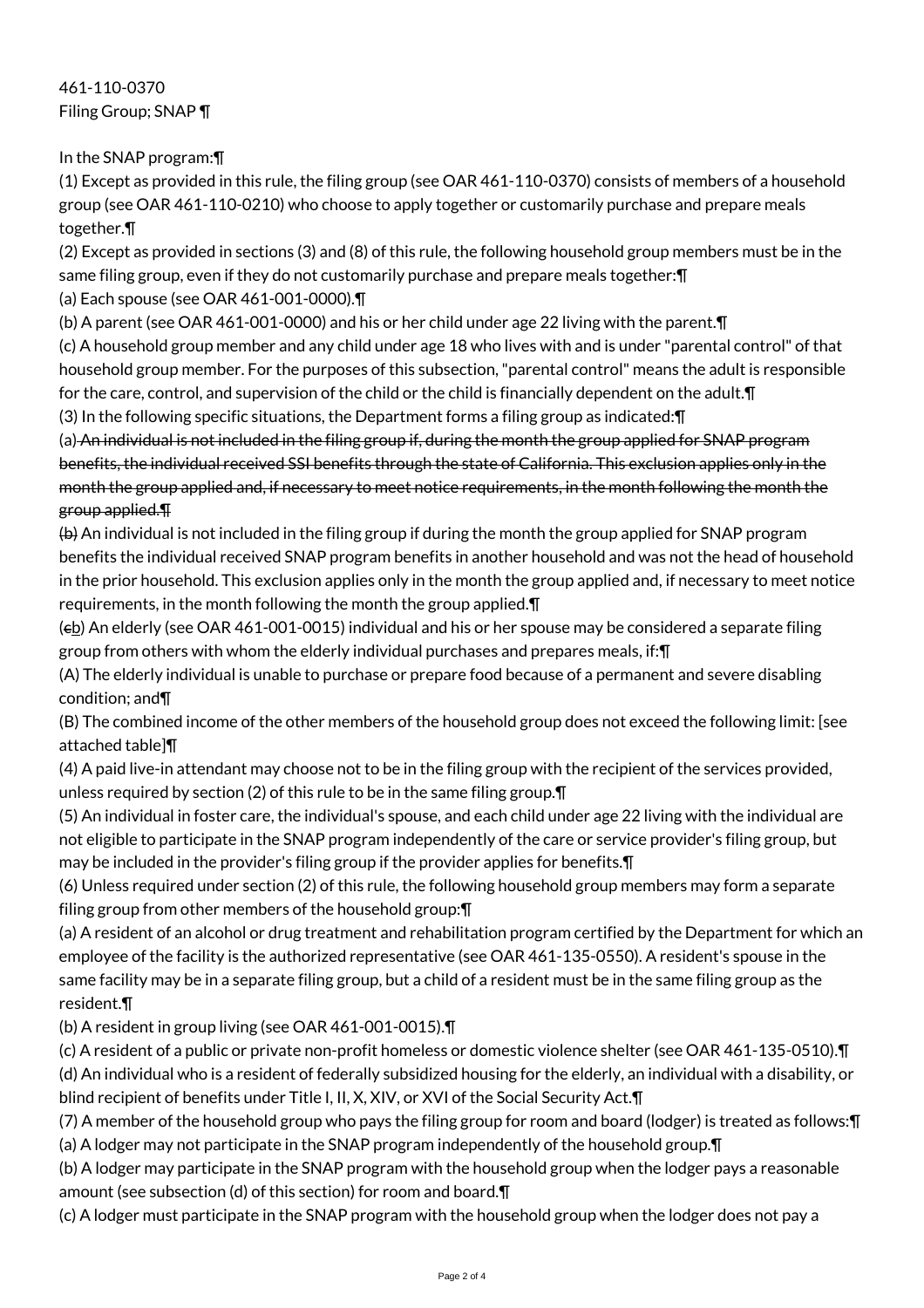461-110-0370
Filing Group; SNAP ¶

In the SNAP program:¶

(1) Except as provided in this rule, the filing group (see OAR 461-110-0370) consists of members of a household group (see OAR 461-110-0210) who choose to apply together or customarily purchase and prepare meals together.¶

(2) Except as provided in sections (3) and (8) of this rule, the following household group members must be in the same filing group, even if they do not customarily purchase and prepare meals together:¶

(a) Each spouse (see OAR 461-001-0000).¶

(b) A parent (see OAR 461-001-0000) and his or her child under age 22 living with the parent.¶

(c) A household group member and any child under age 18 who lives with and is under "parental control" of that household group member. For the purposes of this subsection, "parental control" means the adult is responsible for the care, control, and supervision of the child or the child is financially dependent on the adult.¶

(3) In the following specific situations, the Department forms a filing group as indicated:¶

(a) ~~An individual is not included in the filing group if, during the month the group applied for SNAP program benefits, the individual received SSI benefits through the state of California. This exclusion applies only in the month the group applied and, if necessary to meet notice requirements, in the month following the month the group applied.¶~~

~~(b)~~ An individual is not included in the filing group if during the month the group applied for SNAP program benefits the individual received SNAP program benefits in another household and was not the head of household in the prior household. This exclusion applies only in the month the group applied and, if necessary to meet notice requirements, in the month following the month the group applied.¶

(~~c~~b) An elderly (see OAR 461-001-0015) individual and his or her spouse may be considered a separate filing group from others with whom the elderly individual purchases and prepares meals, if:¶

(A) The elderly individual is unable to purchase or prepare food because of a permanent and severe disabling condition; and¶

(B) The combined income of the other members of the household group does not exceed the following limit: [see attached table]¶

(4) A paid live-in attendant may choose not to be in the filing group with the recipient of the services provided, unless required by section (2) of this rule to be in the same filing group.¶

(5) An individual in foster care, the individual's spouse, and each child under age 22 living with the individual are not eligible to participate in the SNAP program independently of the care or service provider's filing group, but may be included in the provider's filing group if the provider applies for benefits.¶

(6) Unless required under section (2) of this rule, the following household group members may form a separate filing group from other members of the household group:¶

(a) A resident of an alcohol or drug treatment and rehabilitation program certified by the Department for which an employee of the facility is the authorized representative (see OAR 461-135-0550). A resident's spouse in the same facility may be in a separate filing group, but a child of a resident must be in the same filing group as the resident.¶

(b) A resident in group living (see OAR 461-001-0015).¶

(c) A resident of a public or private non-profit homeless or domestic violence shelter (see OAR 461-135-0510).¶

(d) An individual who is a resident of federally subsidized housing for the elderly, an individual with a disability, or blind recipient of benefits under Title I, II, X, XIV, or XVI of the Social Security Act.¶

(7) A member of the household group who pays the filing group for room and board (lodger) is treated as follows:¶

(a) A lodger may not participate in the SNAP program independently of the household group.¶

(b) A lodger may participate in the SNAP program with the household group when the lodger pays a reasonable amount (see subsection (d) of this section) for room and board.¶

(c) A lodger must participate in the SNAP program with the household group when the lodger does not pay a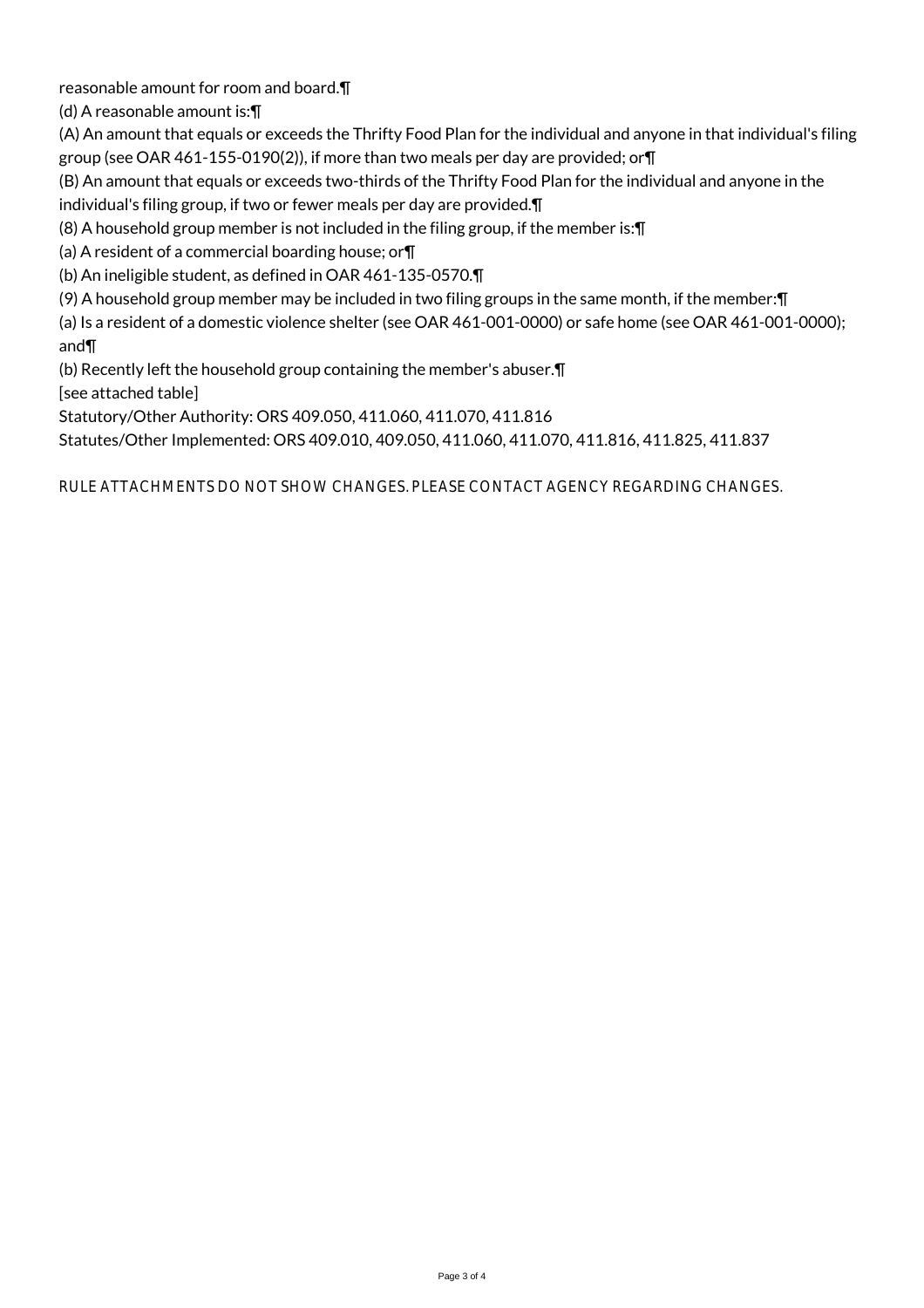reasonable amount for room and board.¶

(d) A reasonable amount is:¶

(A) An amount that equals or exceeds the Thrifty Food Plan for the individual and anyone in that individual's filing group (see OAR 461-155-0190(2)), if more than two meals per day are provided; or¶

(B) An amount that equals or exceeds two-thirds of the Thrifty Food Plan for the individual and anyone in the individual's filing group, if two or fewer meals per day are provided.¶

(8) A household group member is not included in the filing group, if the member is:¶

(a) A resident of a commercial boarding house; or¶

(b) An ineligible student, as defined in OAR 461-135-0570.¶

(9) A household group member may be included in two filing groups in the same month, if the member:¶

(a) Is a resident of a domestic violence shelter (see OAR 461-001-0000) or safe home (see OAR 461-001-0000); and¶

(b) Recently left the household group containing the member's abuser.¶

[see attached table]

Statutory/Other Authority: ORS 409.050, 411.060, 411.070, 411.816

Statutes/Other Implemented: ORS 409.010, 409.050, 411.060, 411.070, 411.816, 411.825, 411.837

RULE ATTACHMENTS DO NOT SHOW CHANGES. PLEASE CONTACT AGENCY REGARDING CHANGES.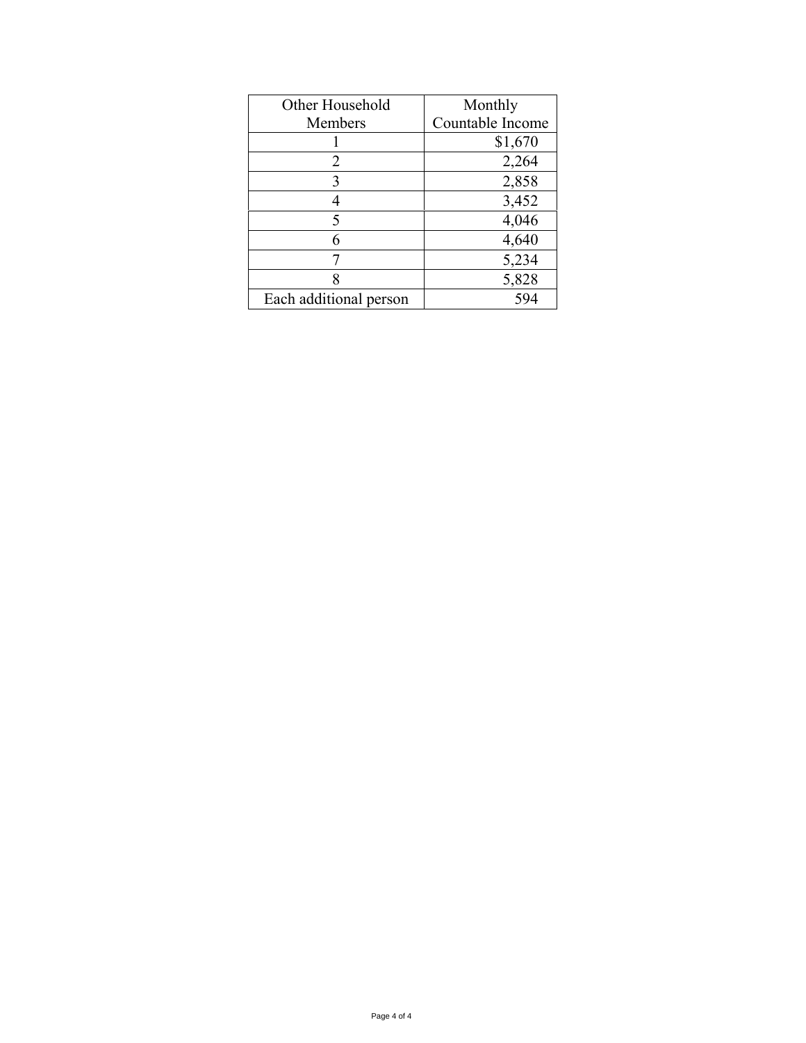| Other Household Members | Monthly Countable Income |
|---|---|
| 1 | $1,670 |
| 2 | 2,264 |
| 3 | 2,858 |
| 4 | 3,452 |
| 5 | 4,046 |
| 6 | 4,640 |
| 7 | 5,234 |
| 8 | 5,828 |
| Each additional person | 594 |